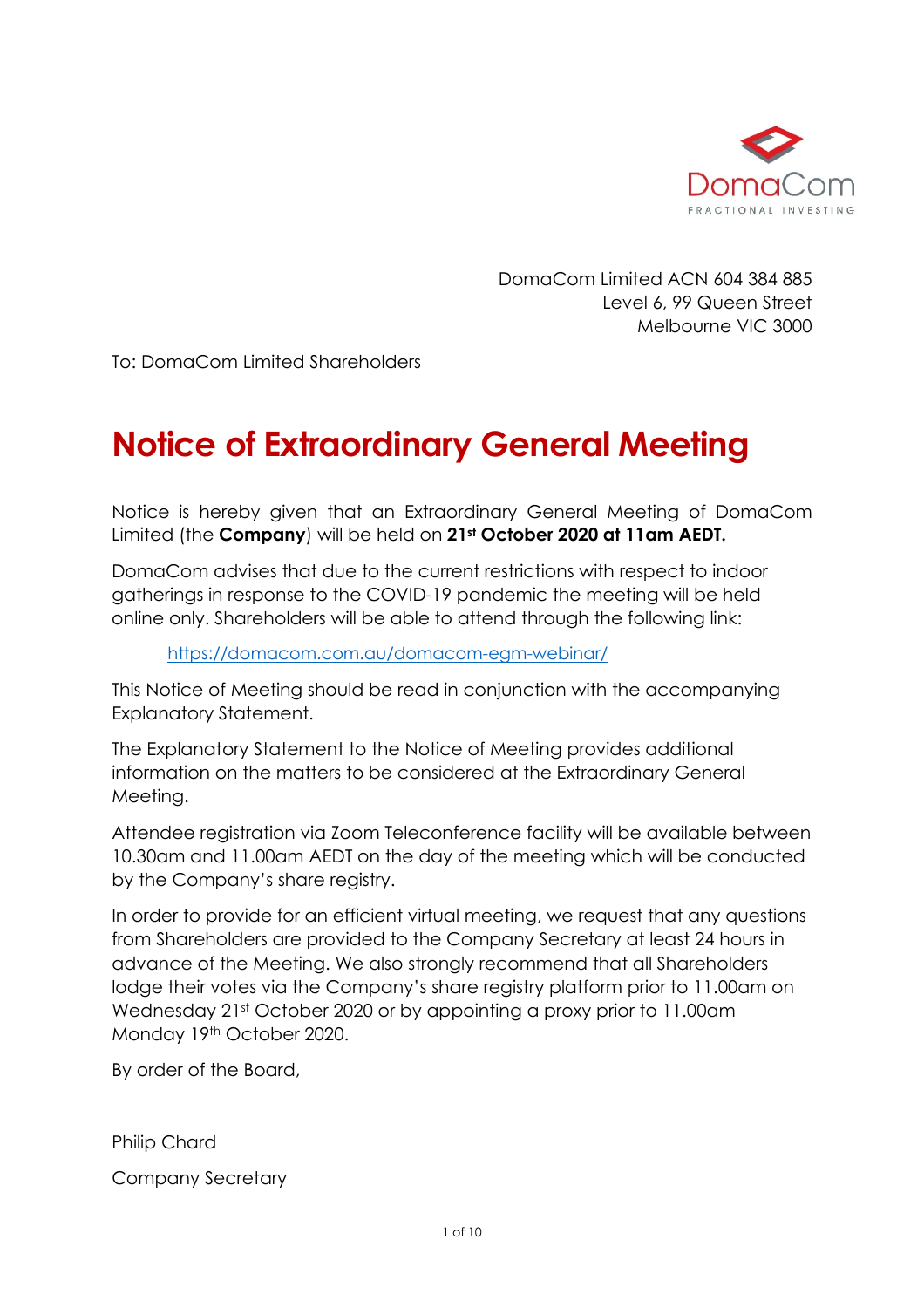DomaCom Limited ACN 604 384 885
Level 6, 99 Queen Street
Melbourne VIC 3000

To: DomaCom Limited Shareholders

# Notice of Extraordinary General Meeting

Notice is hereby given that an Extraordinary General Meeting of DomaCom Limited (the **Company**) will be held on **21st October 2020 at 11am AEDT.**

DomaCom advises that due to the current restrictions with respect to indoor gatherings in response to the COVID-19 pandemic the meeting will be held online only. Shareholders will be able to attend through the following link:

https://domacom.com.au/domacom-egm-webinar/

This Notice of Meeting should be read in conjunction with the accompanying Explanatory Statement.

The Explanatory Statement to the Notice of Meeting provides additional information on the matters to be considered at the Extraordinary General Meeting.

Attendee registration via Zoom Teleconference facility will be available between 10.30am and 11.00am AEDT on the day of the meeting which will be conducted by the Company's share registry.

In order to provide for an efficient virtual meeting, we request that any questions from Shareholders are provided to the Company Secretary at least 24 hours in advance of the Meeting. We also strongly recommend that all Shareholders lodge their votes via the Company's share registry platform prior to 11.00am on Wednesday 21st October 2020 or by appointing a proxy prior to 11.00am Monday 19th October 2020.

By order of the Board,

Philip Chard

Company Secretary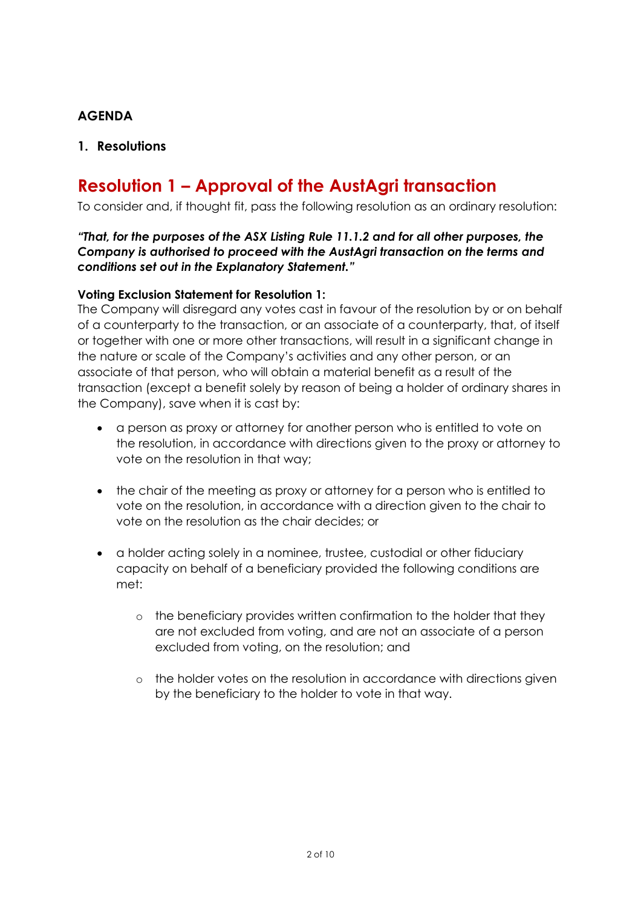**AGENDA**

**1. Resolutions**

## Resolution 1 – Approval of the AustAgri transaction

To consider and, if thought fit, pass the following resolution as an ordinary resolution:

***"That, for the purposes of the ASX Listing Rule 11.1.2 and for all other purposes, the Company is authorised to proceed with the AustAgri transaction on the terms and conditions set out in the Explanatory Statement."***

**Voting Exclusion Statement for Resolution 1:**

The Company will disregard any votes cast in favour of the resolution by or on behalf of a counterparty to the transaction, or an associate of a counterparty, that, of itself or together with one or more other transactions, will result in a significant change in the nature or scale of the Company's activities and any other person, or an associate of that person, who will obtain a material benefit as a result of the transaction (except a benefit solely by reason of being a holder of ordinary shares in the Company), save when it is cast by:

- a person as proxy or attorney for another person who is entitled to vote on the resolution, in accordance with directions given to the proxy or attorney to vote on the resolution in that way;
- the chair of the meeting as proxy or attorney for a person who is entitled to vote on the resolution, in accordance with a direction given to the chair to vote on the resolution as the chair decides; or
- a holder acting solely in a nominee, trustee, custodial or other fiduciary capacity on behalf of a beneficiary provided the following conditions are met:
    - the beneficiary provides written confirmation to the holder that they are not excluded from voting, and are not an associate of a person excluded from voting, on the resolution; and
    - the holder votes on the resolution in accordance with directions given by the beneficiary to the holder to vote in that way.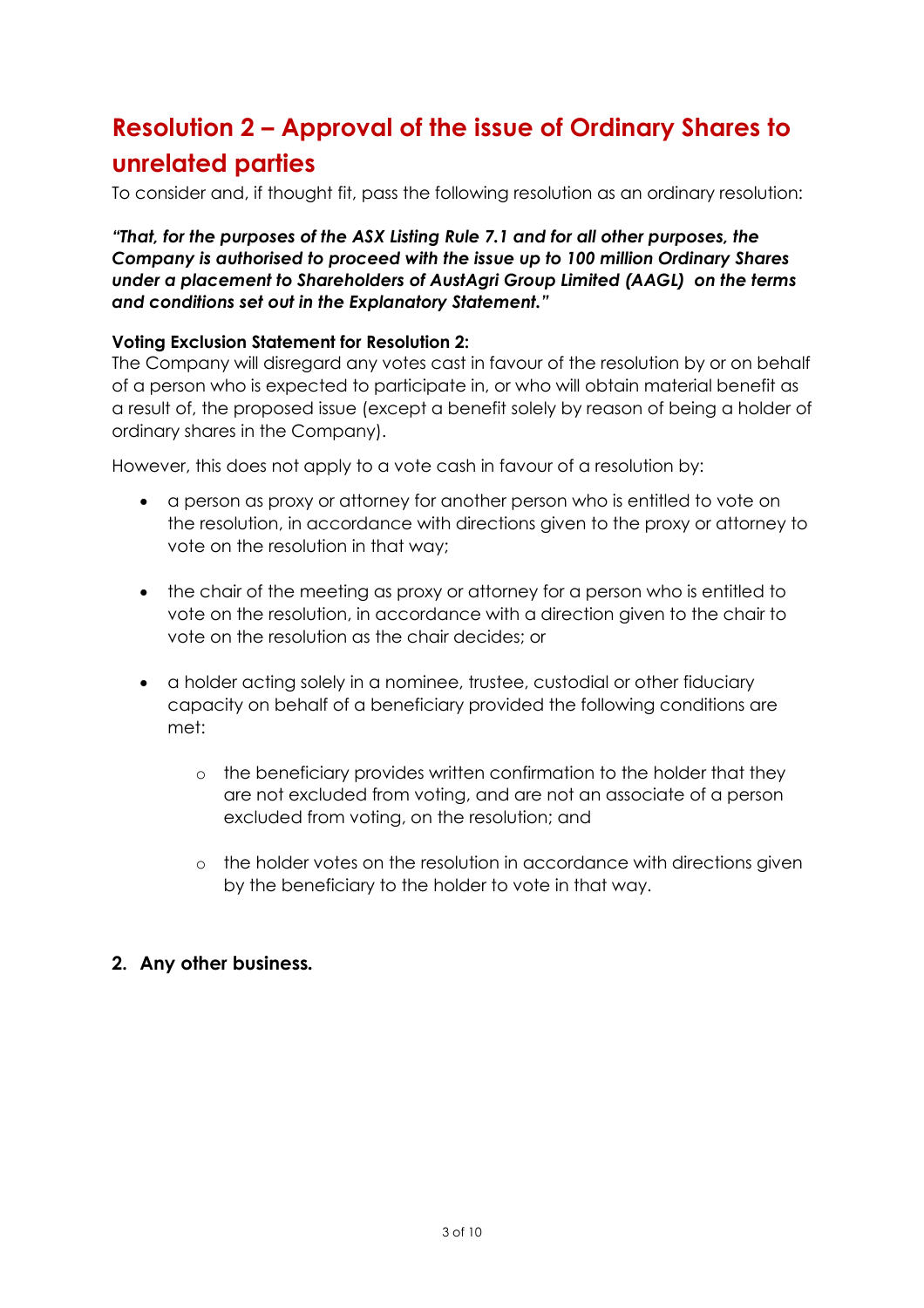## Resolution 2 – Approval of the issue of Ordinary Shares to unrelated parties

To consider and, if thought fit, pass the following resolution as an ordinary resolution:

***"That, for the purposes of the ASX Listing Rule 7.1 and for all other purposes, the Company is authorised to proceed with the issue up to 100 million Ordinary Shares under a placement to Shareholders of AustAgri Group Limited (AAGL) on the terms and conditions set out in the Explanatory Statement."***

**Voting Exclusion Statement for Resolution 2:**
The Company will disregard any votes cast in favour of the resolution by or on behalf of a person who is expected to participate in, or who will obtain material benefit as a result of, the proposed issue (except a benefit solely by reason of being a holder of ordinary shares in the Company).

However, this does not apply to a vote cash in favour of a resolution by:

- a person as proxy or attorney for another person who is entitled to vote on the resolution, in accordance with directions given to the proxy or attorney to vote on the resolution in that way;
- the chair of the meeting as proxy or attorney for a person who is entitled to vote on the resolution, in accordance with a direction given to the chair to vote on the resolution as the chair decides; or
- a holder acting solely in a nominee, trustee, custodial or other fiduciary capacity on behalf of a beneficiary provided the following conditions are met:
  - the beneficiary provides written confirmation to the holder that they are not excluded from voting, and are not an associate of a person excluded from voting, on the resolution; and
  - the holder votes on the resolution in accordance with directions given by the beneficiary to the holder to vote in that way.

**2. Any other business.**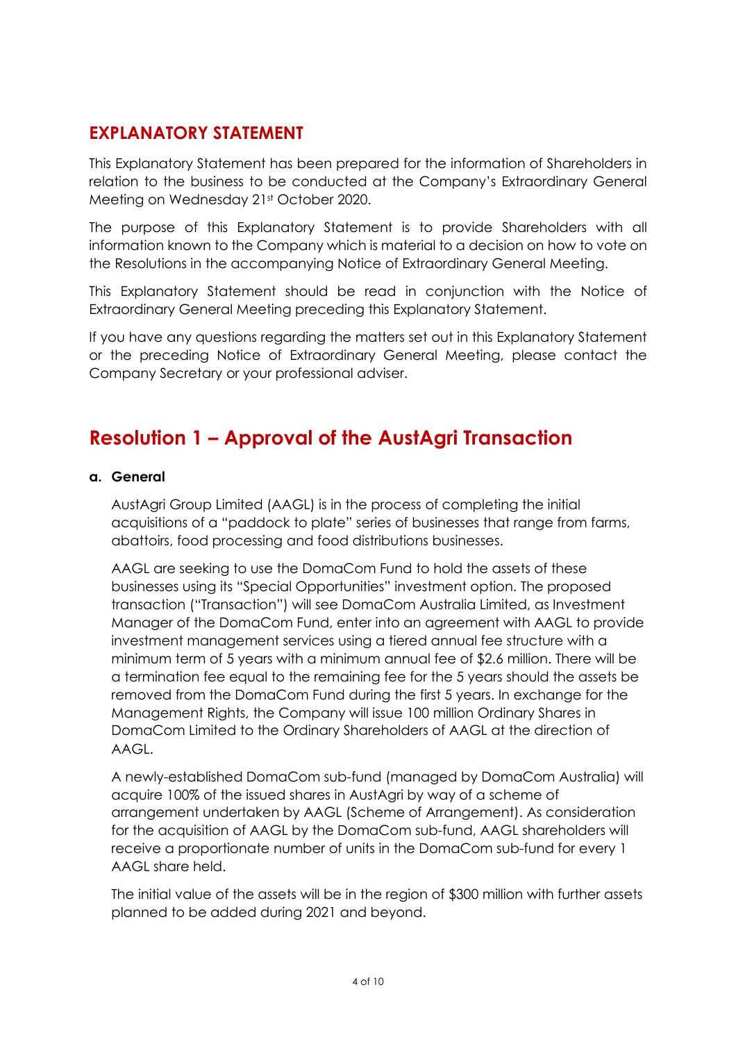## EXPLANATORY STATEMENT

This Explanatory Statement has been prepared for the information of Shareholders in relation to the business to be conducted at the Company's Extraordinary General Meeting on Wednesday 21st October 2020.

The purpose of this Explanatory Statement is to provide Shareholders with all information known to the Company which is material to a decision on how to vote on the Resolutions in the accompanying Notice of Extraordinary General Meeting.

This Explanatory Statement should be read in conjunction with the Notice of Extraordinary General Meeting preceding this Explanatory Statement.

If you have any questions regarding the matters set out in this Explanatory Statement or the preceding Notice of Extraordinary General Meeting, please contact the Company Secretary or your professional adviser.

# Resolution 1 – Approval of the AustAgri Transaction

### a. General

AustAgri Group Limited (AAGL) is in the process of completing the initial acquisitions of a "paddock to plate" series of businesses that range from farms, abattoirs, food processing and food distributions businesses.

AAGL are seeking to use the DomaCom Fund to hold the assets of these businesses using its "Special Opportunities" investment option. The proposed transaction ("Transaction") will see DomaCom Australia Limited, as Investment Manager of the DomaCom Fund, enter into an agreement with AAGL to provide investment management services using a tiered annual fee structure with a minimum term of 5 years with a minimum annual fee of $2.6 million. There will be a termination fee equal to the remaining fee for the 5 years should the assets be removed from the DomaCom Fund during the first 5 years. In exchange for the Management Rights, the Company will issue 100 million Ordinary Shares in DomaCom Limited to the Ordinary Shareholders of AAGL at the direction of AAGL.

A newly-established DomaCom sub-fund (managed by DomaCom Australia) will acquire 100% of the issued shares in AustAgri by way of a scheme of arrangement undertaken by AAGL (Scheme of Arrangement). As consideration for the acquisition of AAGL by the DomaCom sub-fund, AAGL shareholders will receive a proportionate number of units in the DomaCom sub-fund for every 1 AAGL share held.

The initial value of the assets will be in the region of $300 million with further assets planned to be added during 2021 and beyond.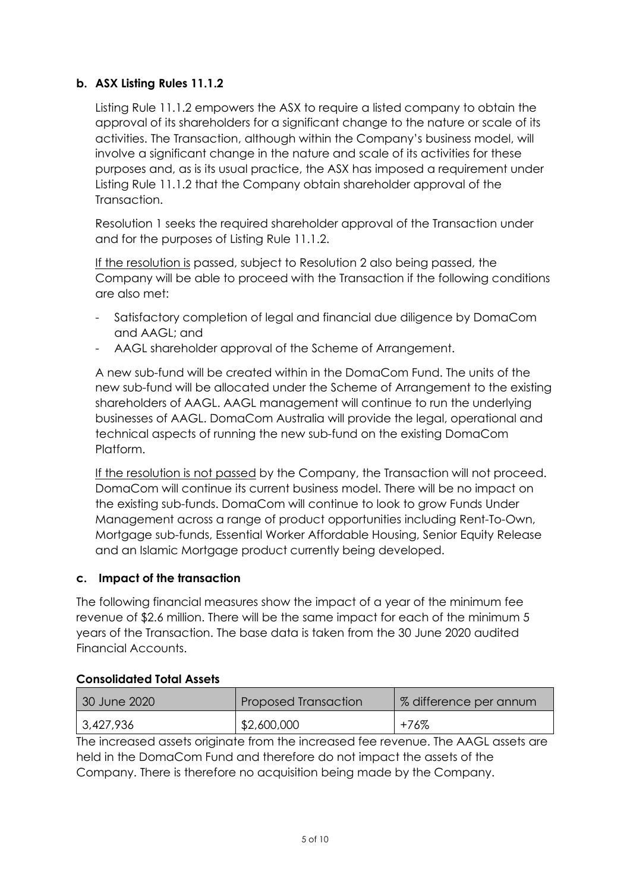## b. ASX Listing Rules 11.1.2

Listing Rule 11.1.2 empowers the ASX to require a listed company to obtain the approval of its shareholders for a significant change to the nature or scale of its activities. The Transaction, although within the Company's business model, will involve a significant change in the nature and scale of its activities for these purposes and, as is its usual practice, the ASX has imposed a requirement under Listing Rule 11.1.2 that the Company obtain shareholder approval of the Transaction.

Resolution 1 seeks the required shareholder approval of the Transaction under and for the purposes of Listing Rule 11.1.2.

<u>If the resolution is</u> passed, subject to Resolution 2 also being passed, the Company will be able to proceed with the Transaction if the following conditions are also met:

- Satisfactory completion of legal and financial due diligence by DomaCom and AAGL; and
- AAGL shareholder approval of the Scheme of Arrangement.

A new sub-fund will be created within in the DomaCom Fund. The units of the new sub-fund will be allocated under the Scheme of Arrangement to the existing shareholders of AAGL. AAGL management will continue to run the underlying businesses of AAGL. DomaCom Australia will provide the legal, operational and technical aspects of running the new sub-fund on the existing DomaCom Platform.

<u>If the resolution is not passed</u> by the Company, the Transaction will not proceed. DomaCom will continue its current business model. There will be no impact on the existing sub-funds. DomaCom will continue to look to grow Funds Under Management across a range of product opportunities including Rent-To-Own, Mortgage sub-funds, Essential Worker Affordable Housing, Senior Equity Release and an Islamic Mortgage product currently being developed.

## c. Impact of the transaction

The following financial measures show the impact of a year of the minimum fee revenue of $2.6 million. There will be the same impact for each of the minimum 5 years of the Transaction. The base data is taken from the 30 June 2020 audited Financial Accounts.

**Consolidated Total Assets**

| 30 June 2020 | Proposed Transaction | % difference per annum |
|---|---|---|
| 3,427,936 | $2,600,000 | +76% |

The increased assets originate from the increased fee revenue. The AAGL assets are held in the DomaCom Fund and therefore do not impact the assets of the Company. There is therefore no acquisition being made by the Company.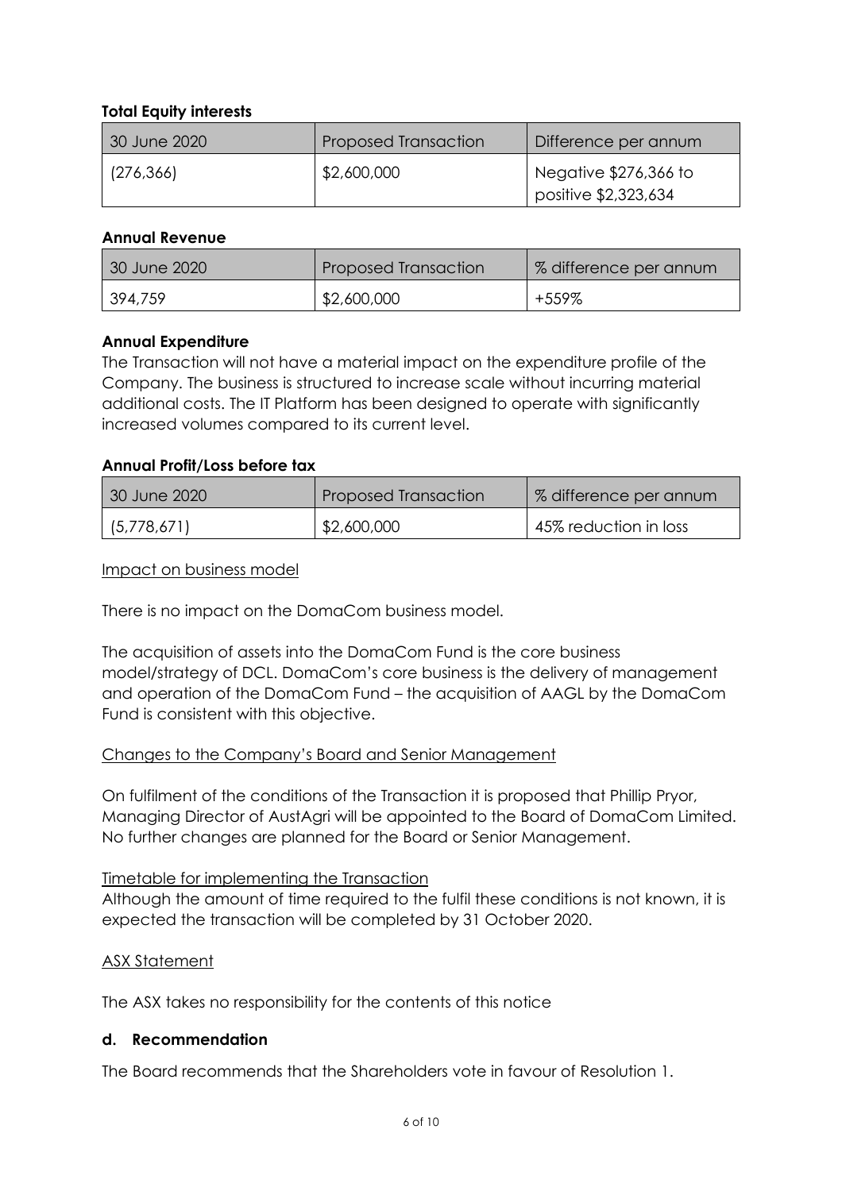**Total Equity interests**

| 30 June 2020 | Proposed Transaction | Difference per annum |
| --- | --- | --- |
| (276,366) | $2,600,000 | Negative $276,366 to positive $2,323,634 |

**Annual Revenue**

| 30 June 2020 | Proposed Transaction | % difference per annum |
| --- | --- | --- |
| 394,759 | $2,600,000 | +559% |

**Annual Expenditure**

The Transaction will not have a material impact on the expenditure profile of the Company. The business is structured to increase scale without incurring material additional costs. The IT Platform has been designed to operate with significantly increased volumes compared to its current level.

**Annual Profit/Loss before tax**

| 30 June 2020 | Proposed Transaction | % difference per annum |
| --- | --- | --- |
| (5,778,671) | $2,600,000 | 45% reduction in loss |

Impact on business model

There is no impact on the DomaCom business model.

The acquisition of assets into the DomaCom Fund is the core business model/strategy of DCL. DomaCom's core business is the delivery of management and operation of the DomaCom Fund – the acquisition of AAGL by the DomaCom Fund is consistent with this objective.

Changes to the Company's Board and Senior Management

On fulfilment of the conditions of the Transaction it is proposed that Phillip Pryor, Managing Director of AustAgri will be appointed to the Board of DomaCom Limited. No further changes are planned for the Board or Senior Management.

Timetable for implementing the Transaction

Although the amount of time required to the fulfil these conditions is not known, it is expected the transaction will be completed by 31 October 2020.

ASX Statement

The ASX takes no responsibility for the contents of this notice

### d. Recommendation

The Board recommends that the Shareholders vote in favour of Resolution 1.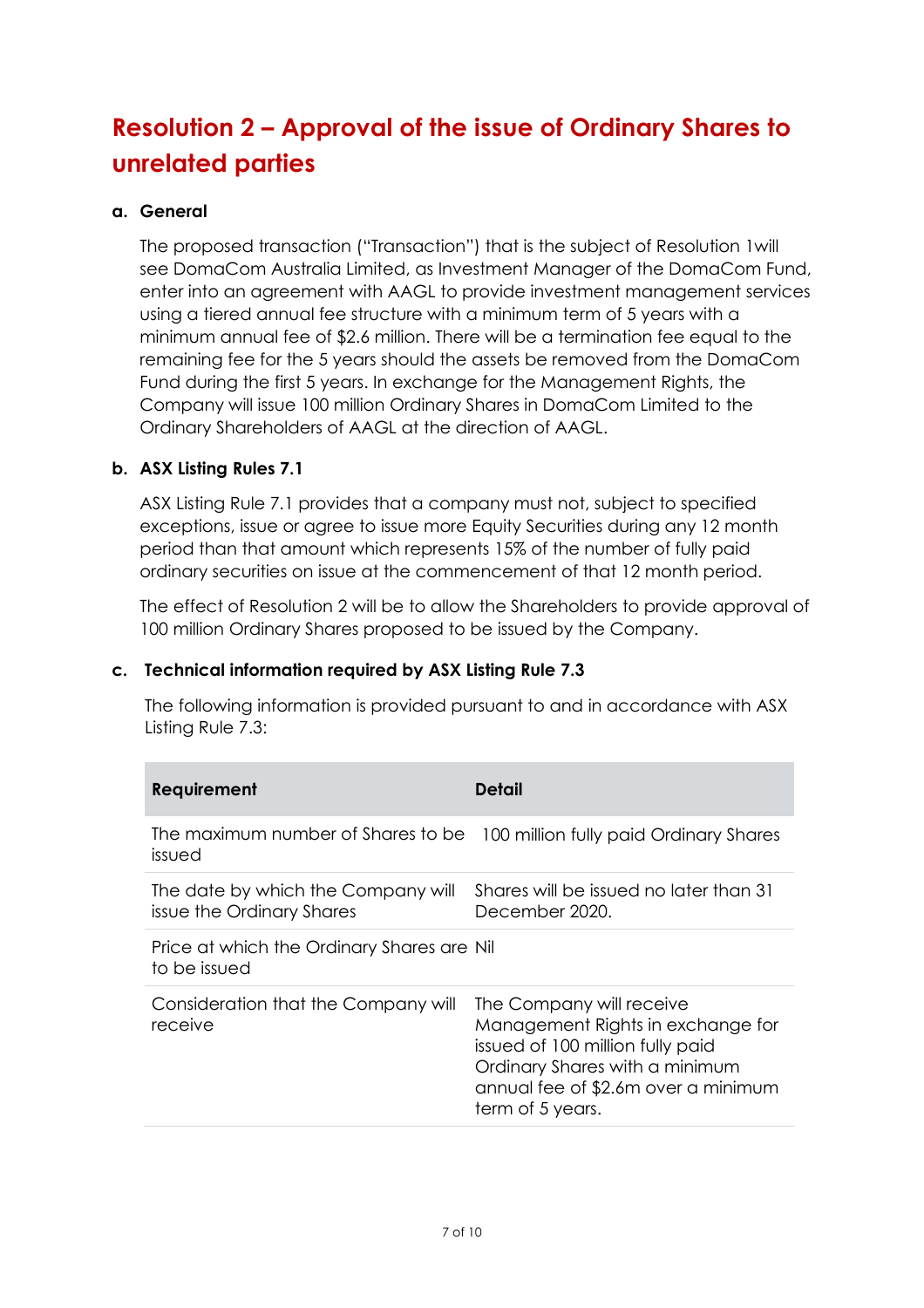## Resolution 2 – Approval of the issue of Ordinary Shares to unrelated parties

### a. General

The proposed transaction ("Transaction") that is the subject of Resolution 1will see DomaCom Australia Limited, as Investment Manager of the DomaCom Fund, enter into an agreement with AAGL to provide investment management services using a tiered annual fee structure with a minimum term of 5 years with a minimum annual fee of $2.6 million. There will be a termination fee equal to the remaining fee for the 5 years should the assets be removed from the DomaCom Fund during the first 5 years. In exchange for the Management Rights, the Company will issue 100 million Ordinary Shares in DomaCom Limited to the Ordinary Shareholders of AAGL at the direction of AAGL.

### b. ASX Listing Rules 7.1

ASX Listing Rule 7.1 provides that a company must not, subject to specified exceptions, issue or agree to issue more Equity Securities during any 12 month period than that amount which represents 15% of the number of fully paid ordinary securities on issue at the commencement of that 12 month period.

The effect of Resolution 2 will be to allow the Shareholders to provide approval of 100 million Ordinary Shares proposed to be issued by the Company.

### c. Technical information required by ASX Listing Rule 7.3

The following information is provided pursuant to and in accordance with ASX Listing Rule 7.3:

| Requirement | Detail |
|---|---|
| The maximum number of Shares to be issued | 100 million fully paid Ordinary Shares |
| The date by which the Company will issue the Ordinary Shares | Shares will be issued no later than 31 December 2020. |
| Price at which the Ordinary Shares are to be issued | Nil |
| Consideration that the Company will receive | The Company will receive Management Rights in exchange for issued of 100 million fully paid Ordinary Shares with a minimum annual fee of $2.6m over a minimum term of 5 years. |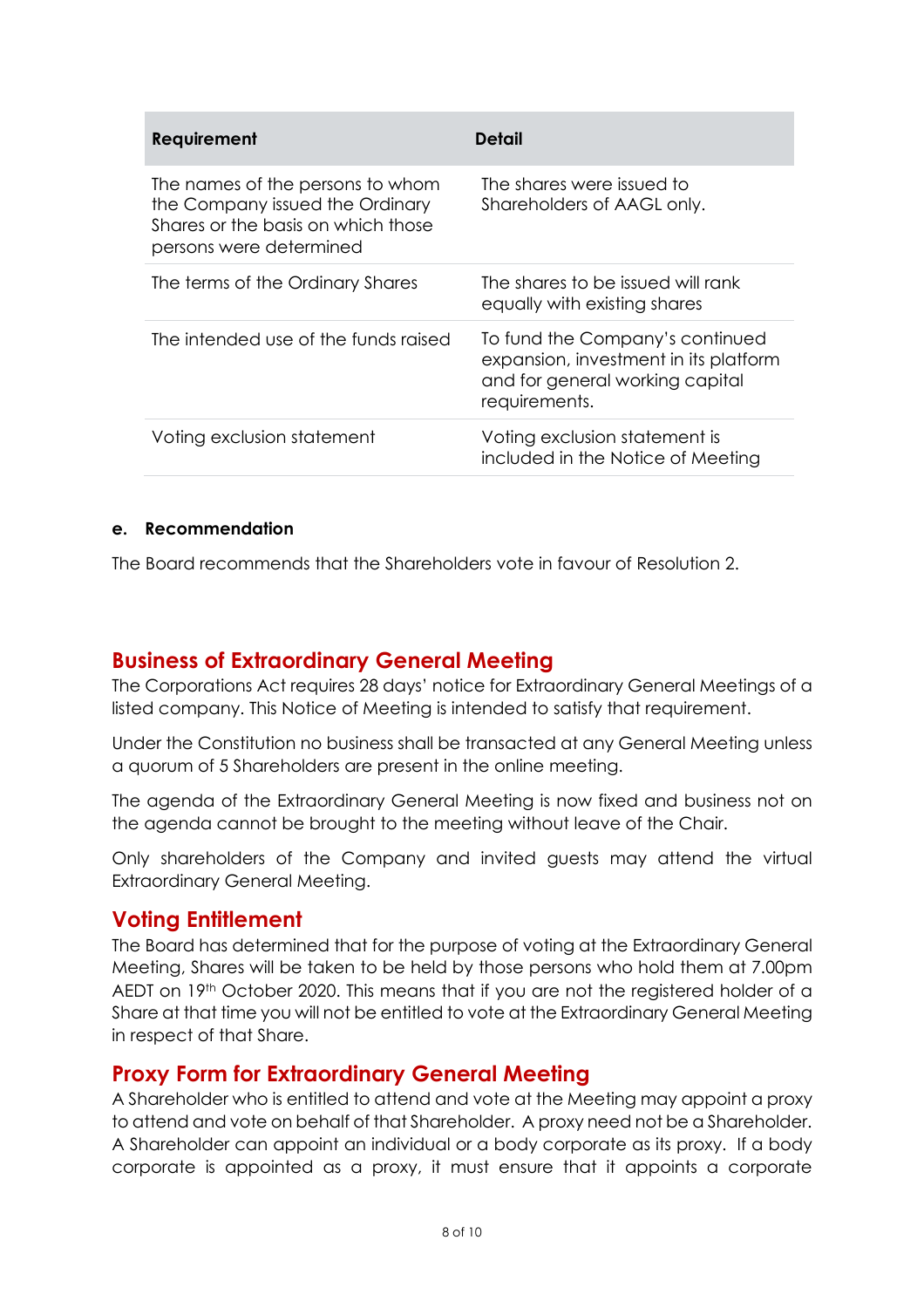| Requirement | Detail |
|---|---|
| The names of the persons to whom the Company issued the Ordinary Shares or the basis on which those persons were determined | The shares were issued to Shareholders of AAGL only. |
| The terms of the Ordinary Shares | The shares to be issued will rank equally with existing shares |
| The intended use of the funds raised | To fund the Company's continued expansion, investment in its platform and for general working capital requirements. |
| Voting exclusion statement | Voting exclusion statement is included in the Notice of Meeting |

**e. Recommendation**

The Board recommends that the Shareholders vote in favour of Resolution 2.

## Business of Extraordinary General Meeting

The Corporations Act requires 28 days' notice for Extraordinary General Meetings of a listed company. This Notice of Meeting is intended to satisfy that requirement.

Under the Constitution no business shall be transacted at any General Meeting unless a quorum of 5 Shareholders are present in the online meeting.

The agenda of the Extraordinary General Meeting is now fixed and business not on the agenda cannot be brought to the meeting without leave of the Chair.

Only shareholders of the Company and invited guests may attend the virtual Extraordinary General Meeting.

## Voting Entitlement

The Board has determined that for the purpose of voting at the Extraordinary General Meeting, Shares will be taken to be held by those persons who hold them at 7.00pm AEDT on 19th October 2020. This means that if you are not the registered holder of a Share at that time you will not be entitled to vote at the Extraordinary General Meeting in respect of that Share.

## Proxy Form for Extraordinary General Meeting

A Shareholder who is entitled to attend and vote at the Meeting may appoint a proxy to attend and vote on behalf of that Shareholder. A proxy need not be a Shareholder. A Shareholder can appoint an individual or a body corporate as its proxy. If a body corporate is appointed as a proxy, it must ensure that it appoints a corporate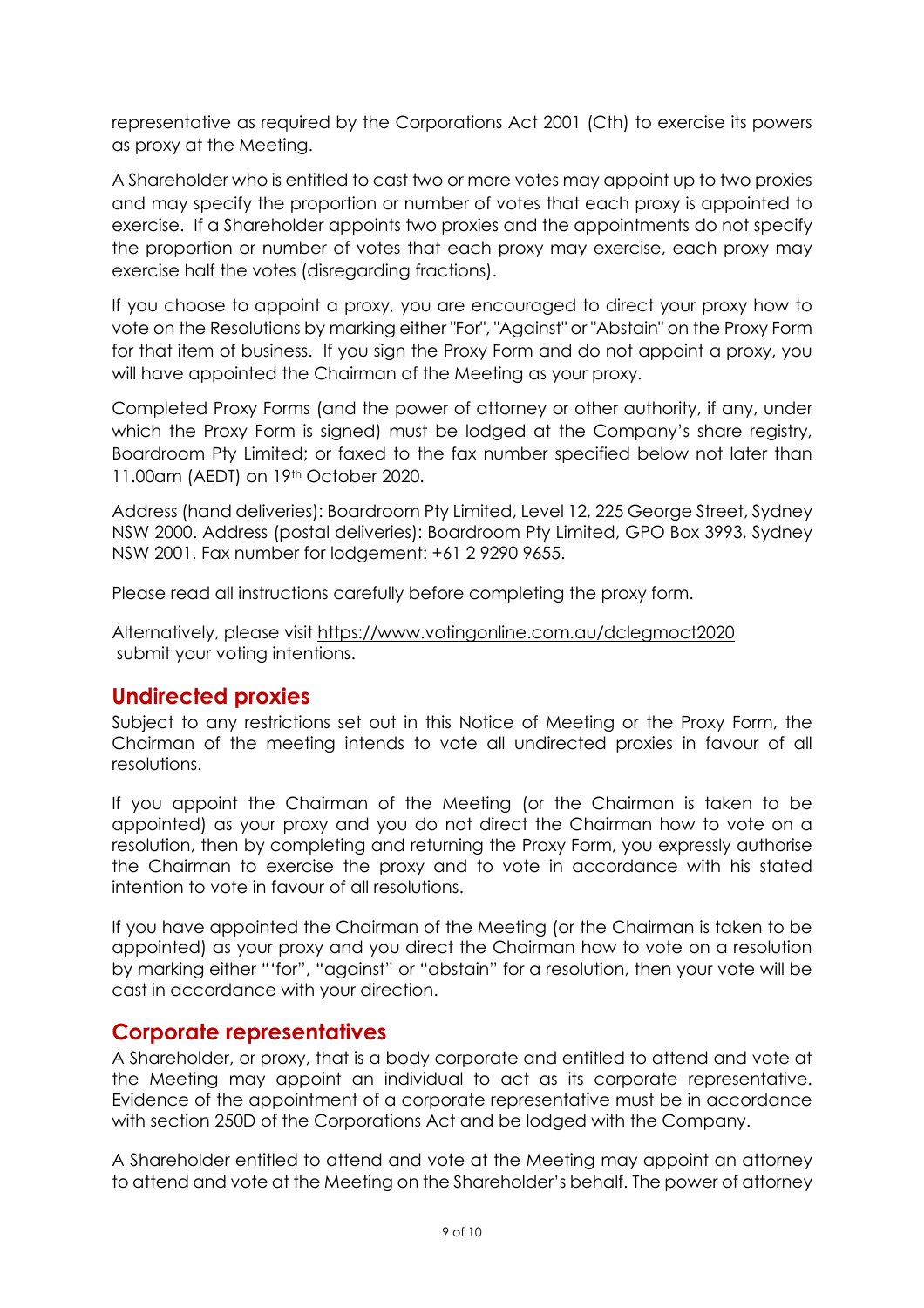representative as required by the Corporations Act 2001 (Cth) to exercise its powers as proxy at the Meeting.

A Shareholder who is entitled to cast two or more votes may appoint up to two proxies and may specify the proportion or number of votes that each proxy is appointed to exercise. If a Shareholder appoints two proxies and the appointments do not specify the proportion or number of votes that each proxy may exercise, each proxy may exercise half the votes (disregarding fractions).

If you choose to appoint a proxy, you are encouraged to direct your proxy how to vote on the Resolutions by marking either "For", "Against" or "Abstain" on the Proxy Form for that item of business. If you sign the Proxy Form and do not appoint a proxy, you will have appointed the Chairman of the Meeting as your proxy.

Completed Proxy Forms (and the power of attorney or other authority, if any, under which the Proxy Form is signed) must be lodged at the Company's share registry, Boardroom Pty Limited; or faxed to the fax number specified below not later than 11.00am (AEDT) on 19th October 2020.

Address (hand deliveries): Boardroom Pty Limited, Level 12, 225 George Street, Sydney NSW 2000. Address (postal deliveries): Boardroom Pty Limited, GPO Box 3993, Sydney NSW 2001. Fax number for lodgement: +61 2 9290 9655.

Please read all instructions carefully before completing the proxy form.

Alternatively, please visit https://www.votingonline.com.au/dclegmoct2020 submit your voting intentions.

## Undirected proxies

Subject to any restrictions set out in this Notice of Meeting or the Proxy Form, the Chairman of the meeting intends to vote all undirected proxies in favour of all resolutions.

If you appoint the Chairman of the Meeting (or the Chairman is taken to be appointed) as your proxy and you do not direct the Chairman how to vote on a resolution, then by completing and returning the Proxy Form, you expressly authorise the Chairman to exercise the proxy and to vote in accordance with his stated intention to vote in favour of all resolutions.

If you have appointed the Chairman of the Meeting (or the Chairman is taken to be appointed) as your proxy and you direct the Chairman how to vote on a resolution by marking either "'for", "against" or "abstain" for a resolution, then your vote will be cast in accordance with your direction.

## Corporate representatives

A Shareholder, or proxy, that is a body corporate and entitled to attend and vote at the Meeting may appoint an individual to act as its corporate representative. Evidence of the appointment of a corporate representative must be in accordance with section 250D of the Corporations Act and be lodged with the Company.

A Shareholder entitled to attend and vote at the Meeting may appoint an attorney to attend and vote at the Meeting on the Shareholder's behalf. The power of attorney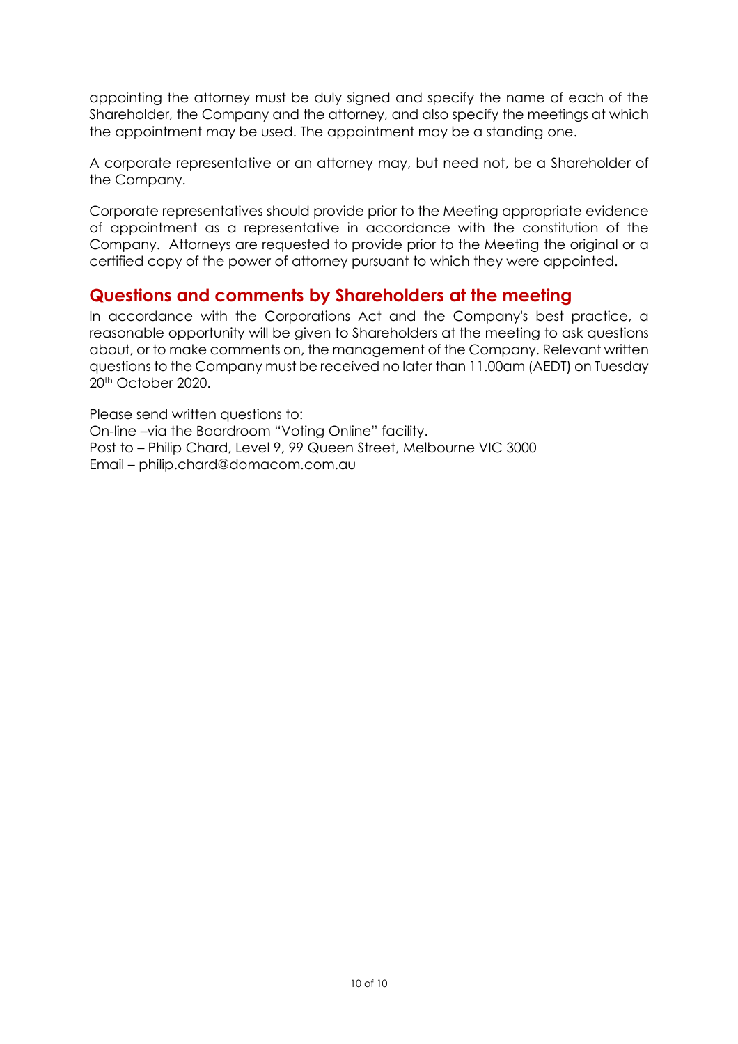appointing the attorney must be duly signed and specify the name of each of the Shareholder, the Company and the attorney, and also specify the meetings at which the appointment may be used. The appointment may be a standing one.

A corporate representative or an attorney may, but need not, be a Shareholder of the Company.

Corporate representatives should provide prior to the Meeting appropriate evidence of appointment as a representative in accordance with the constitution of the Company. Attorneys are requested to provide prior to the Meeting the original or a certified copy of the power of attorney pursuant to which they were appointed.

## Questions and comments by Shareholders at the meeting

In accordance with the Corporations Act and the Company's best practice, a reasonable opportunity will be given to Shareholders at the meeting to ask questions about, or to make comments on, the management of the Company. Relevant written questions to the Company must be received no later than 11.00am (AEDT) on Tuesday 20th October 2020.

Please send written questions to:
On-line –via the Boardroom "Voting Online" facility.
Post to – Philip Chard, Level 9, 99 Queen Street, Melbourne VIC 3000
Email – philip.chard@domacom.com.au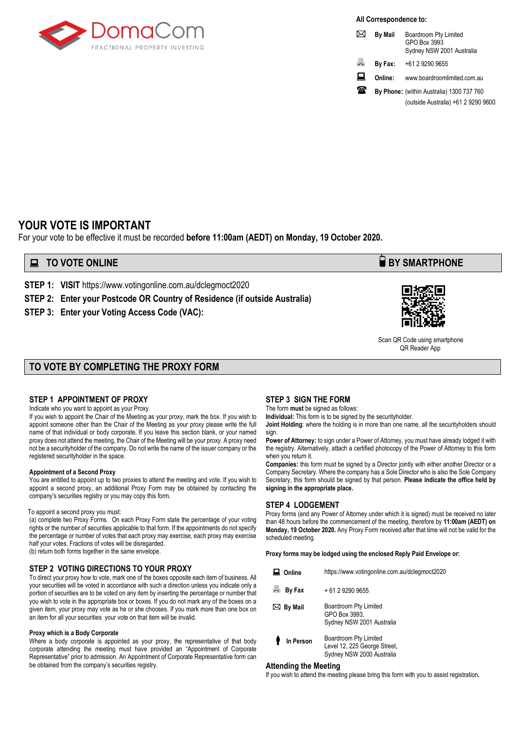DomaCom

FRACTIONAL PROPERTY INVESTING

**All Correspondence to:**

| | |
|---|---|
| **By Mail** | Boardroom Pty Limited<br>GPO Box 3993<br>Sydney NSW 2001 Australia |
| **By Fax:** | +61 2 9290 9655 |
| **Online:** | www.boardroomlimited.com.au |
| **By Phone:** | (within Australia) 1300 737 760<br>(outside Australia) +61 2 9290 9600 |

# YOUR VOTE IS IMPORTANT

For your vote to be effective it must be recorded **before 11:00am (AEDT) on Monday, 19 October 2020.**

## TO VOTE ONLINE

**STEP 1: VISIT** https://www.votingonline.com.au/dclegmoct2020

**STEP 2: Enter your Postcode OR Country of Residence (if outside Australia)**

**STEP 3: Enter your Voting Access Code (VAC):**

## BY SMARTPHONE

Scan QR Code using smartphone QR Reader App

## TO VOTE BY COMPLETING THE PROXY FORM

### STEP 1 APPOINTMENT OF PROXY

Indicate who you want to appoint as your Proxy.

If you wish to appoint the Chair of the Meeting as your proxy, mark the box. If you wish to appoint someone other than the Chair of the Meeting as your proxy please write the full name of that individual or body corporate. If you leave this section blank, or your named proxy does not attend the meeting, the Chair of the Meeting will be your proxy. A proxy need not be a securityholder of the company. Do not write the name of the issuer company or the registered securityholder in the space.

**Appointment of a Second Proxy**

You are entitled to appoint up to two proxies to attend the meeting and vote. If you wish to appoint a second proxy, an additional Proxy Form may be obtained by contacting the company's securities registry or you may copy this form.

To appoint a second proxy you must:

(a) complete two Proxy Forms. On each Proxy Form state the percentage of your voting rights or the number of securities applicable to that form. If the appointments do not specify the percentage or number of votes that each proxy may exercise, each proxy may exercise half your votes. Fractions of votes will be disregarded.

(b) return both forms together in the same envelope.

### STEP 2 VOTING DIRECTIONS TO YOUR PROXY

To direct your proxy how to vote, mark one of the boxes opposite each item of business. All your securities will be voted in accordance with such a direction unless you indicate only a portion of securities are to be voted on any item by inserting the percentage or number that you wish to vote in the appropriate box or boxes. If you do not mark any of the boxes on a given item, your proxy may vote as he or she chooses. If you mark more than one box on an item for all your securities your vote on that item will be invalid.

**Proxy which is a Body Corporate**

Where a body corporate is appointed as your proxy, the representative of that body corporate attending the meeting must have provided an "Appointment of Corporate Representative" prior to admission. An Appointment of Corporate Representative form can be obtained from the company's securities registry.

### STEP 3 SIGN THE FORM

The form **must** be signed as follows:

**Individual:** This form is to be signed by the securityholder.

**Joint Holding**: where the holding is in more than one name, all the securityholders should sign.

**Power of Attorney:** to sign under a Power of Attorney, you must have already lodged it with the registry. Alternatively, attach a certified photocopy of the Power of Attorney to this form when you return it.

**Companies:** this form must be signed by a Director jointly with either another Director or a Company Secretary. Where the company has a Sole Director who is also the Sole Company Secretary, this form should be signed by that person. **Please indicate the office held by signing in the appropriate place.**

### STEP 4 LODGEMENT

Proxy forms (and any Power of Attorney under which it is signed) must be received no later than 48 hours before the commencement of the meeting, therefore by **11:00am (AEDT) on Monday, 19 October 2020.** Any Proxy Form received after that time will not be valid for the scheduled meeting.

**Proxy forms may be lodged using the enclosed Reply Paid Envelope or:**

| | |
|---|---|
| **Online** | https://www.votingonline.com.au/dclegmoct2020 |
| **By Fax** | + 61 2 9290 9655 |
| **By Mail** | Boardroom Pty Limited<br>GPO Box 3993,<br>Sydney NSW 2001 Australia |
| **In Person** | Boardroom Pty Limited<br>Level 12, 225 George Street,<br>Sydney NSW 2000 Australia |

**Attending the Meeting**

If you wish to attend the meeting please bring this form with you to assist registration**.**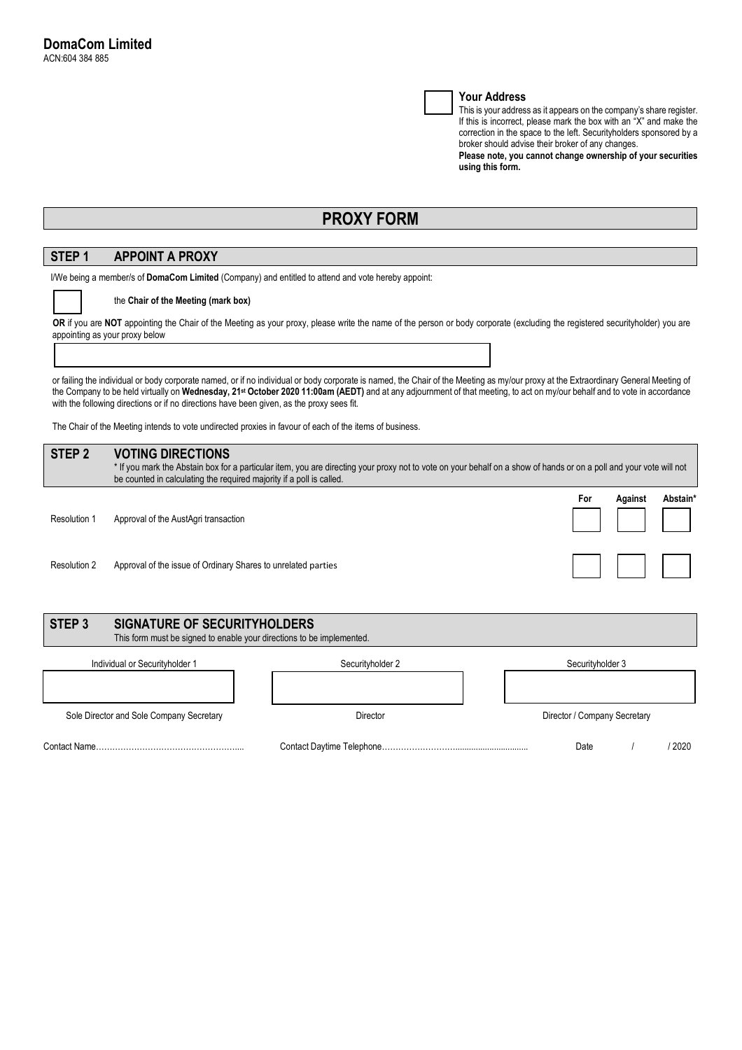**DomaCom Limited**
ACN:604 384 885

**Your Address**
This is your address as it appears on the company's share register. If this is incorrect, please mark the box with an "X" and make the correction in the space to the left. Securityholders sponsored by a broker should advise their broker of any changes.
**Please note, you cannot change ownership of your securities using this form.**

# PROXY FORM

## STEP 1 APPOINT A PROXY

I/We being a member/s of **DomaCom Limited** (Company) and entitled to attend and vote hereby appoint:

☐ the **Chair of the Meeting (mark box)**

**OR** if you are **NOT** appointing the Chair of the Meeting as your proxy, please write the name of the person or body corporate (excluding the registered securityholder) you are appointing as your proxy below

or failing the individual or body corporate named, or if no individual or body corporate is named, the Chair of the Meeting as my/our proxy at the Extraordinary General Meeting of the Company to be held virtually on **Wednesday, 21st October 2020 11:00am (AEDT)** and at any adjournment of that meeting, to act on my/our behalf and to vote in accordance with the following directions or if no directions have been given, as the proxy sees fit.

The Chair of the Meeting intends to vote undirected proxies in favour of each of the items of business.

## STEP 2 VOTING DIRECTIONS

* If you mark the Abstain box for a particular item, you are directing your proxy not to vote on your behalf on a show of hands or on a poll and your vote will not be counted in calculating the required majority if a poll is called.

| | | For | Against | Abstain* |
|---|---|---|---|---|
| Resolution 1 | Approval of the AustAgri transaction | ☐ | ☐ | ☐ |
| Resolution 2 | Approval of the issue of Ordinary Shares to unrelated parties | ☐ | ☐ | ☐ |

## STEP 3 SIGNATURE OF SECURITYHOLDERS

This form must be signed to enable your directions to be implemented.

| Individual or Securityholder 1 | Securityholder 2 | Securityholder 3 |
|---|---|---|
| | | |
| Sole Director and Sole Company Secretary | Director | Director / Company Secretary |

Contact Name………………………………………….... Contact Daytime Telephone……………………................................ Date / / 2020